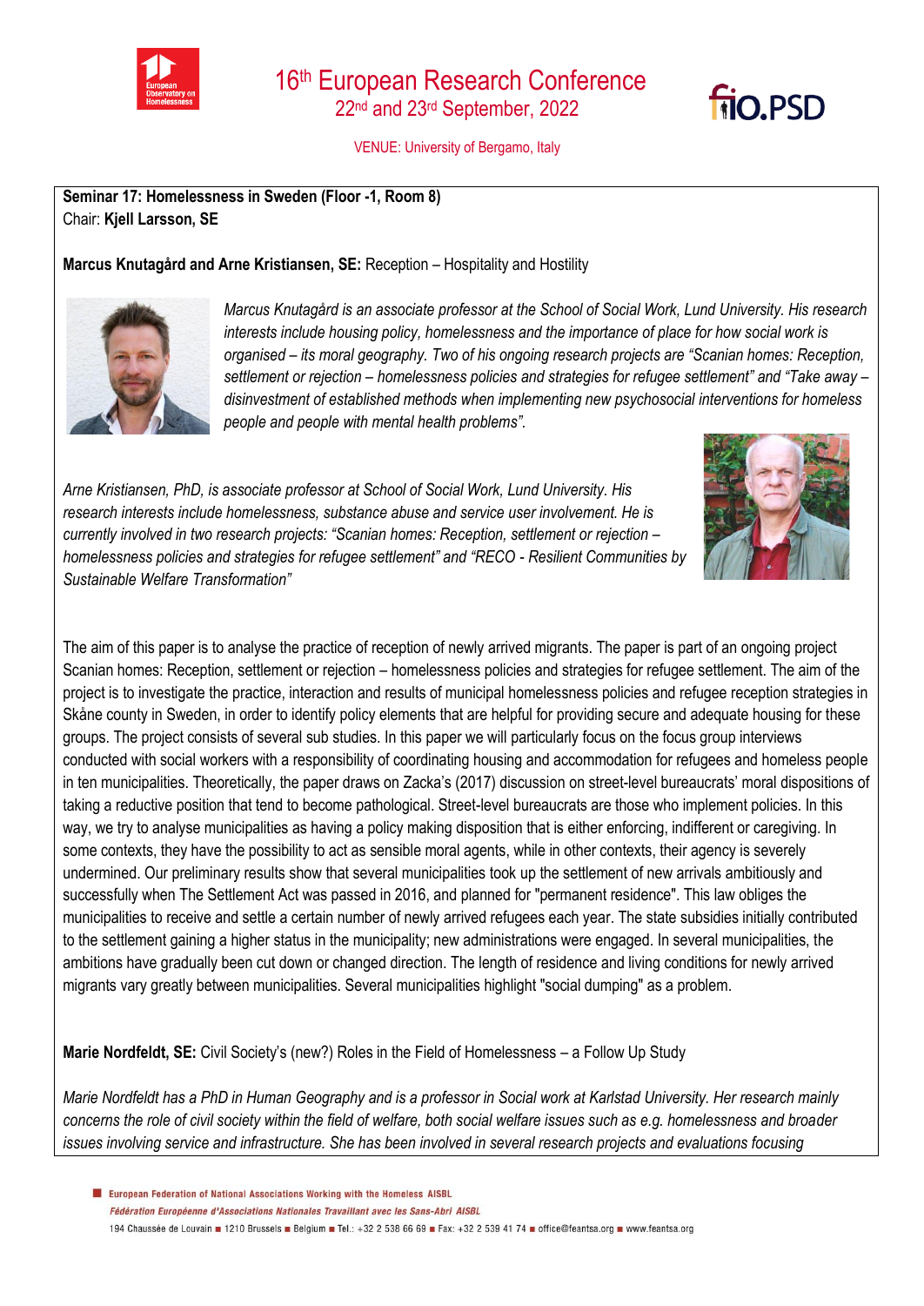# 16th European Research Conference

22nd and 23rd September, 2022

VENUE: University of Bergamo, Italy

**Seminar 17: Homelessness in Sweden (Floor -1, Room 8)**
Chair: **Kjell Larsson, SE**

**Marcus Knutagård and Arne Kristiansen, SE:** Reception – Hospitality and Hostility

*Marcus Knutagård is an associate professor at the School of Social Work, Lund University. His research interests include housing policy, homelessness and the importance of place for how social work is organised – its moral geography. Two of his ongoing research projects are "Scanian homes: Reception, settlement or rejection – homelessness policies and strategies for refugee settlement" and "Take away – disinvestment of established methods when implementing new psychosocial interventions for homeless people and people with mental health problems".*

*Arne Kristiansen, PhD, is associate professor at School of Social Work, Lund University. His research interests include homelessness, substance abuse and service user involvement. He is currently involved in two research projects: "Scanian homes: Reception, settlement or rejection – homelessness policies and strategies for refugee settlement" and "RECO - Resilient Communities by Sustainable Welfare Transformation"*

The aim of this paper is to analyse the practice of reception of newly arrived migrants. The paper is part of an ongoing project Scanian homes: Reception, settlement or rejection – homelessness policies and strategies for refugee settlement. The aim of the project is to investigate the practice, interaction and results of municipal homelessness policies and refugee reception strategies in Skåne county in Sweden, in order to identify policy elements that are helpful for providing secure and adequate housing for these groups. The project consists of several sub studies. In this paper we will particularly focus on the focus group interviews conducted with social workers with a responsibility of coordinating housing and accommodation for refugees and homeless people in ten municipalities. Theoretically, the paper draws on Zacka's (2017) discussion on street-level bureaucrats' moral dispositions of taking a reductive position that tend to become pathological. Street-level bureaucrats are those who implement policies. In this way, we try to analyse municipalities as having a policy making disposition that is either enforcing, indifferent or caregiving. In some contexts, they have the possibility to act as sensible moral agents, while in other contexts, their agency is severely undermined. Our preliminary results show that several municipalities took up the settlement of new arrivals ambitiously and successfully when The Settlement Act was passed in 2016, and planned for "permanent residence". This law obliges the municipalities to receive and settle a certain number of newly arrived refugees each year. The state subsidies initially contributed to the settlement gaining a higher status in the municipality; new administrations were engaged. In several municipalities, the ambitions have gradually been cut down or changed direction. The length of residence and living conditions for newly arrived migrants vary greatly between municipalities. Several municipalities highlight "social dumping" as a problem.

**Marie Nordfeldt, SE:** Civil Society's (new?) Roles in the Field of Homelessness – a Follow Up Study

*Marie Nordfeldt has a PhD in Human Geography and is a professor in Social work at Karlstad University. Her research mainly concerns the role of civil society within the field of welfare, both social welfare issues such as e.g. homelessness and broader issues involving service and infrastructure. She has been involved in several research projects and evaluations focusing*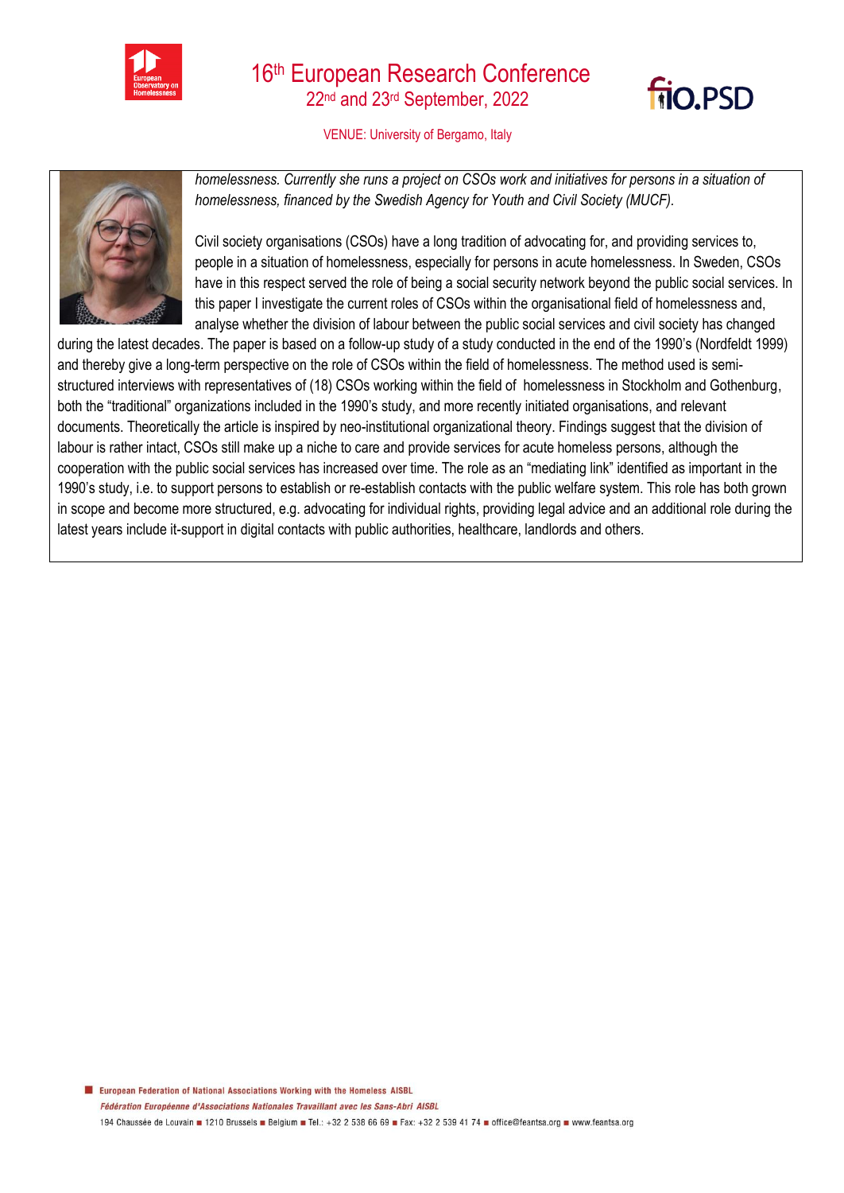*homelessness. Currently she runs a project on CSOs work and initiatives for persons in a situation of homelessness, financed by the Swedish Agency for Youth and Civil Society (MUCF).*

Civil society organisations (CSOs) have a long tradition of advocating for, and providing services to, people in a situation of homelessness, especially for persons in acute homelessness. In Sweden, CSOs have in this respect served the role of being a social security network beyond the public social services. In this paper I investigate the current roles of CSOs within the organisational field of homelessness and, analyse whether the division of labour between the public social services and civil society has changed during the latest decades. The paper is based on a follow-up study of a study conducted in the end of the 1990's (Nordfeldt 1999) and thereby give a long-term perspective on the role of CSOs within the field of homelessness. The method used is semi-structured interviews with representatives of (18) CSOs working within the field of homelessness in Stockholm and Gothenburg, both the "traditional" organizations included in the 1990's study, and more recently initiated organisations, and relevant documents. Theoretically the article is inspired by neo-institutional organizational theory. Findings suggest that the division of labour is rather intact, CSOs still make up a niche to care and provide services for acute homeless persons, although the cooperation with the public social services has increased over time. The role as an "mediating link" identified as important in the 1990's study, i.e. to support persons to establish or re-establish contacts with the public welfare system. This role has both grown in scope and become more structured, e.g. advocating for individual rights, providing legal advice and an additional role during the latest years include it-support in digital contacts with public authorities, healthcare, landlords and others.